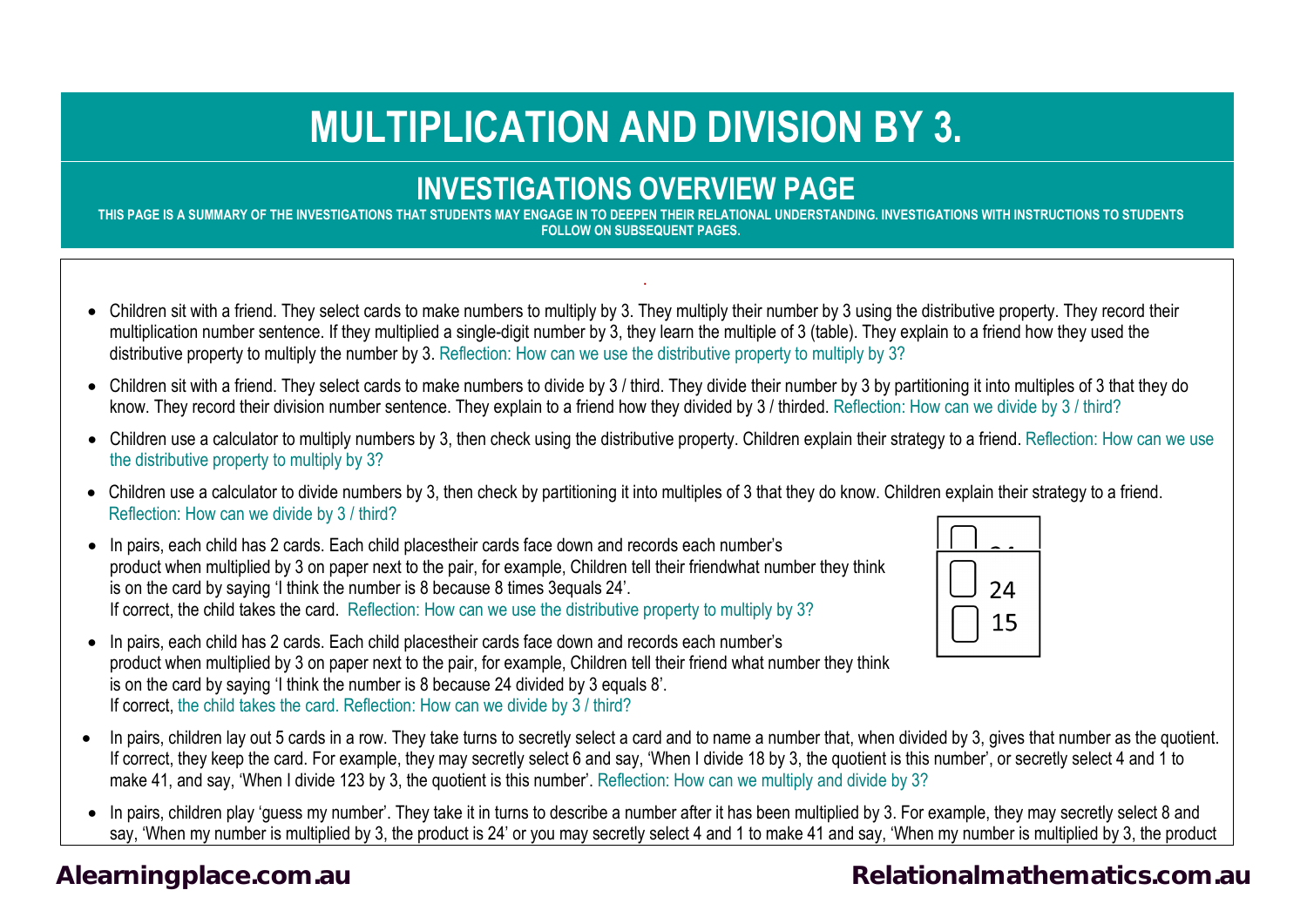# MULTIPLICATION AND DIVISION BY 3.

## INVESTIGATIONS OVERVIEW PAGE

**THIS PAGE IS A SUMMARY OF THE INVESTIGATIONS THAT STUDENTS MAY ENGAGE IN TO DEEPEN THEIR RELATIONAL UNDERSTANDING. INVESTIGATIONS WITH INSTRUCTIONS TO STUDENTS FOLLOW ON SUBSEQUENT PAGES.**

- Children sit with a friend. They select cards to make numbers to multiply by 3. They multiply their number by 3 using the distributive property. They record their multiplication number sentence. If they multiplied a single-digit number by 3, they learn the multiple of 3 (table). They explain to a friend how they used the distributive property to multiply the number by 3. Reflection: How can we use the distributive property to multiply by 3?
- Children sit with a friend. They select cards to make numbers to divide by 3 / third. They divide their number by 3 by partitioning it into multiples of 3 that they do know. They record their division number sentence. They explain to a friend how they divided by 3 / thirded. Reflection: How can we divide by 3 / third?
- Children use a calculator to multiply numbers by 3, then check using the distributive property. Children explain their strategy to a friend. Reflection: How can we use the distributive property to multiply by 3?
- Children use a calculator to divide numbers by 3, then check by partitioning it into multiples of 3 that they do know. Children explain their strategy to a friend. Reflection: How can we divide by 3 / third?
- In pairs, each child has 2 cards. Each child placestheir cards face down and records each number's product when multiplied by 3 on paper next to the pair, for example, Children tell their friendwhat number they think is on the card by saying 'I think the number is 8 because 8 times 3equals 24'. If correct, the child takes the card. Reflection: How can we use the distributive property to multiply by 3?
- In pairs, each child has 2 cards. Each child placestheir cards face down and records each number's product when multiplied by 3 on paper next to the pair, for example, Children tell their friend what number they think is on the card by saying 'I think the number is 8 because 24 divided by 3 equals 8'. If correct, the child takes the card. Reflection: How can we divide by 3 / third?

| | |
|---|---|
| ▢ | 24 |
| ▢ | 15 |

- In pairs, children lay out 5 cards in a row. They take turns to secretly select a card and to name a number that, when divided by 3, gives that number as the quotient. If correct, they keep the card. For example, they may secretly select 6 and say, 'When I divide 18 by 3, the quotient is this number', or secretly select 4 and 1 to make 41, and say, 'When I divide 123 by 3, the quotient is this number'. Reflection: How can we multiply and divide by 3?
- In pairs, children play 'guess my number'. They take it in turns to describe a number after it has been multiplied by 3. For example, they may secretly select 8 and say, 'When my number is multiplied by 3, the product is 24' or you may secretly select 4 and 1 to make 41 and say, 'When my number is multiplied by 3, the product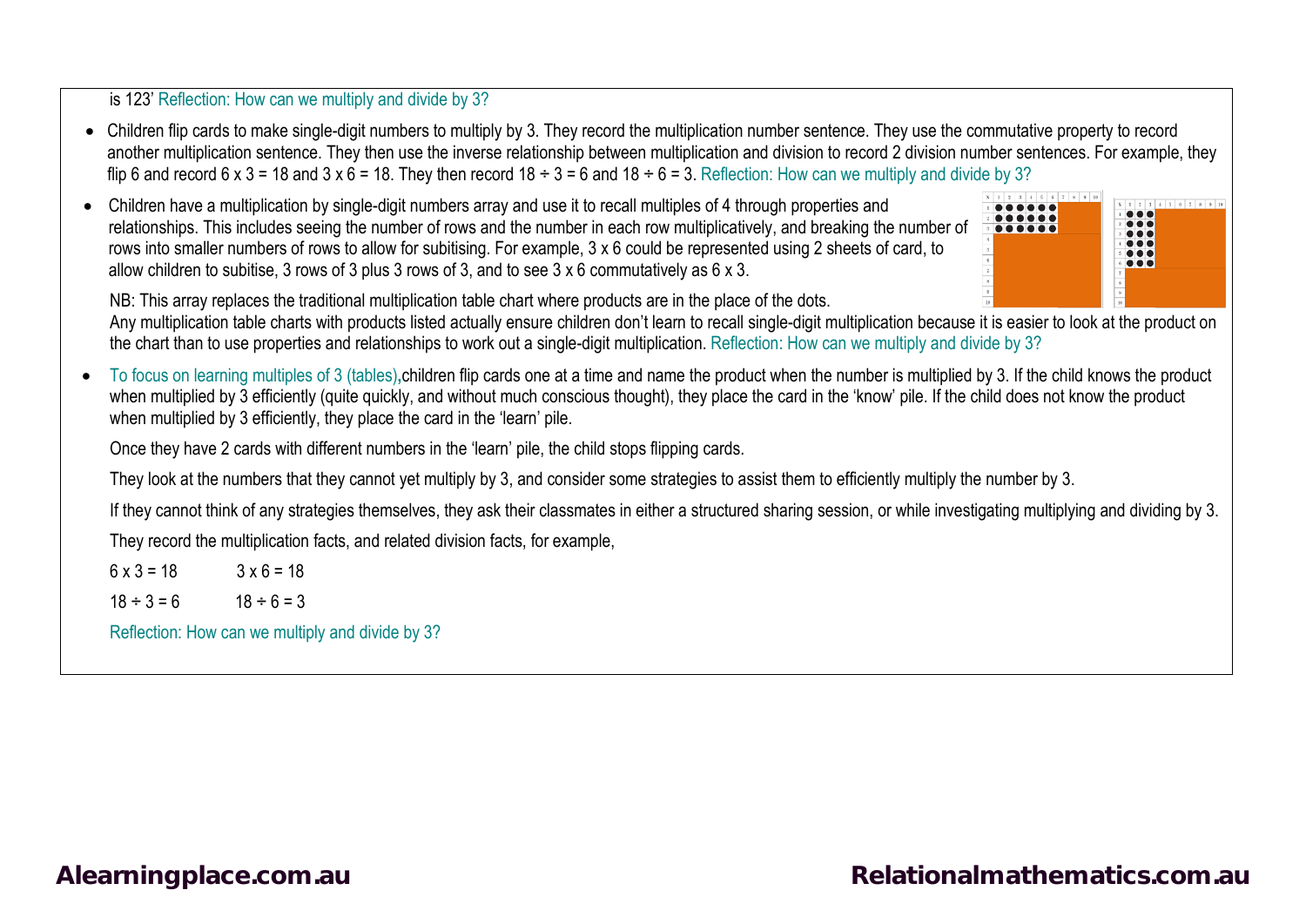is 123' Reflection: How can we multiply and divide by 3?

- Children flip cards to make single-digit numbers to multiply by 3. They record the multiplication number sentence. They use the commutative property to record another multiplication sentence. They then use the inverse relationship between multiplication and division to record 2 division number sentences. For example, they flip 6 and record 6 x 3 = 18 and 3 x 6 = 18. They then record 18 ÷ 3 = 6 and 18 ÷ 6 = 3. Reflection: How can we multiply and divide by 3?

- Children have a multiplication by single-digit numbers array and use it to recall multiples of 4 through properties and relationships. This includes seeing the number of rows and the number in each row multiplicatively, and breaking the number of rows into smaller numbers of rows to allow for subitising. For example, 3 x 6 could be represented using 2 sheets of card, to allow children to subitise, 3 rows of 3 plus 3 rows of 3, and to see 3 x 6 commutatively as 6 x 3.

  NB: This array replaces the traditional multiplication table chart where products are in the place of the dots.
  Any multiplication table charts with products listed actually ensure children don't learn to recall single-digit multiplication because it is easier to look at the product on the chart than to use properties and relationships to work out a single-digit multiplication. Reflection: How can we multiply and divide by 3?

- To focus on learning multiples of 3 (tables), children flip cards one at a time and name the product when the number is multiplied by 3. If the child knows the product when multiplied by 3 efficiently (quite quickly, and without much conscious thought), they place the card in the 'know' pile. If the child does not know the product when multiplied by 3 efficiently, they place the card in the 'learn' pile.

  Once they have 2 cards with different numbers in the 'learn' pile, the child stops flipping cards.

  They look at the numbers that they cannot yet multiply by 3, and consider some strategies to assist them to efficiently multiply the number by 3.

  If they cannot think of any strategies themselves, they ask their classmates in either a structured sharing session, or while investigating multiplying and dividing by 3.

  They record the multiplication facts, and related division facts, for example,

  6 x 3 = 18 &nbsp;&nbsp;&nbsp;&nbsp;&nbsp;&nbsp; 3 x 6 = 18

  18 ÷ 3 = 6 &nbsp;&nbsp;&nbsp;&nbsp;&nbsp;&nbsp; 18 ÷ 6 = 3

  Reflection: How can we multiply and divide by 3?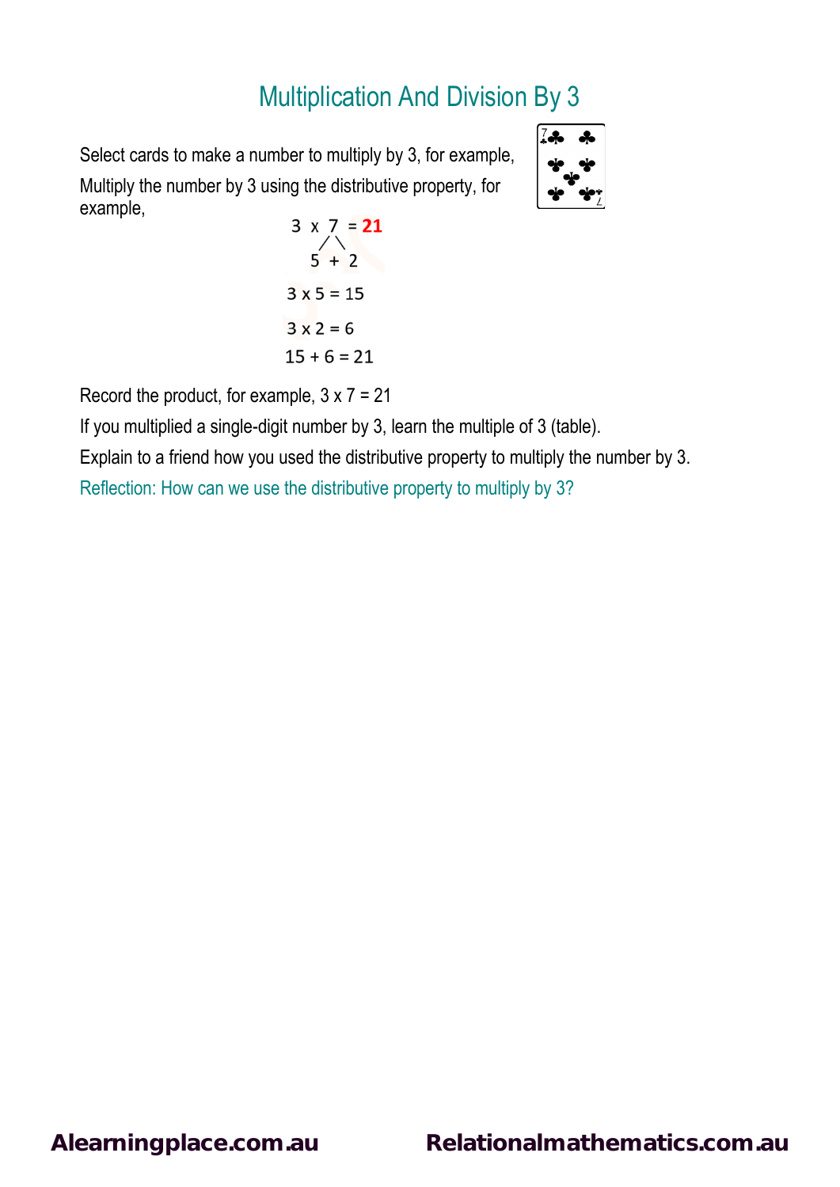# Multiplication And Division By 3

Select cards to make a number to multiply by 3, for example,

Multiply the number by 3 using the distributive property, for example,

$$3 \times 7 = \mathbf{21}$$

$$7 = 5 + 2$$

$3 \times 5 = 15$

$3 \times 2 = 6$

$15 + 6 = 21$

Record the product, for example, $3 \times 7 = 21$

If you multiplied a single-digit number by 3, learn the multiple of 3 (table).

Explain to a friend how you used the distributive property to multiply the number by 3.

Reflection: How can we use the distributive property to multiply by 3?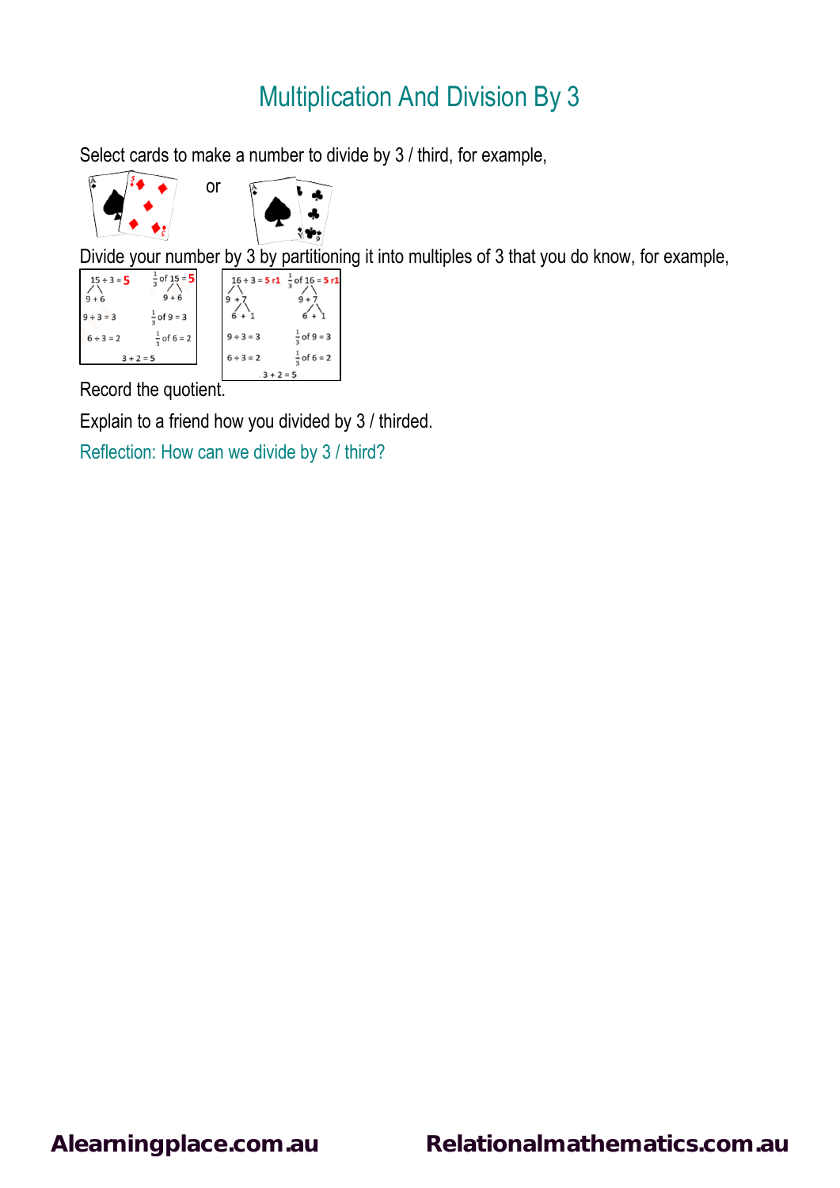# Multiplication And Division By 3

Select cards to make a number to divide by 3 / third, for example,

or

Divide your number by 3 by partitioning it into multiples of 3 that you do know, for example,

$15 \div 3 = 5$ | $\frac{1}{3}$ of $15 = 5$
$9 + 6$ | $9 + 6$
$9 \div 3 = 3$ | $\frac{1}{3}$ of $9 = 3$
$6 \div 3 = 2$ | $\frac{1}{3}$ of $6 = 2$
$3 + 2 = 5$

$16 \div 3 = 5$ r1 | $\frac{1}{3}$ of $16 = 5$ r1
$9 + 7$ | $9 + 7$
$6 + 1$ | $6 + 1$
$9 \div 3 = 3$ | $\frac{1}{3}$ of $9 = 3$
$6 \div 3 = 2$ | $\frac{1}{3}$ of $6 = 2$
$3 + 2 = 5$

Record the quotient.

Explain to a friend how you divided by 3 / thirded.

Reflection: How can we divide by 3 / third?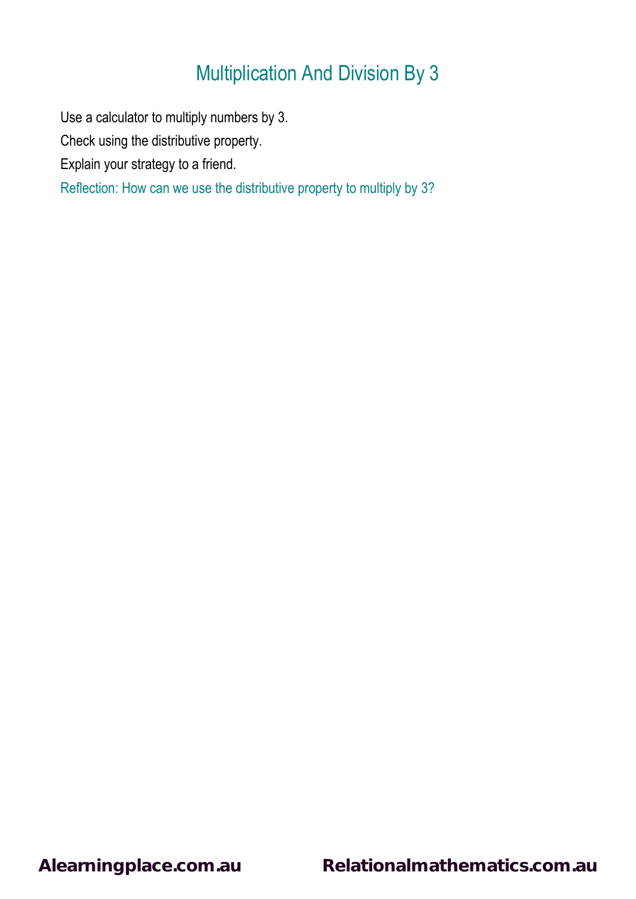# Multiplication And Division By 3

Use a calculator to multiply numbers by 3.

Check using the distributive property.

Explain your strategy to a friend.

Reflection: How can we use the distributive property to multiply by 3?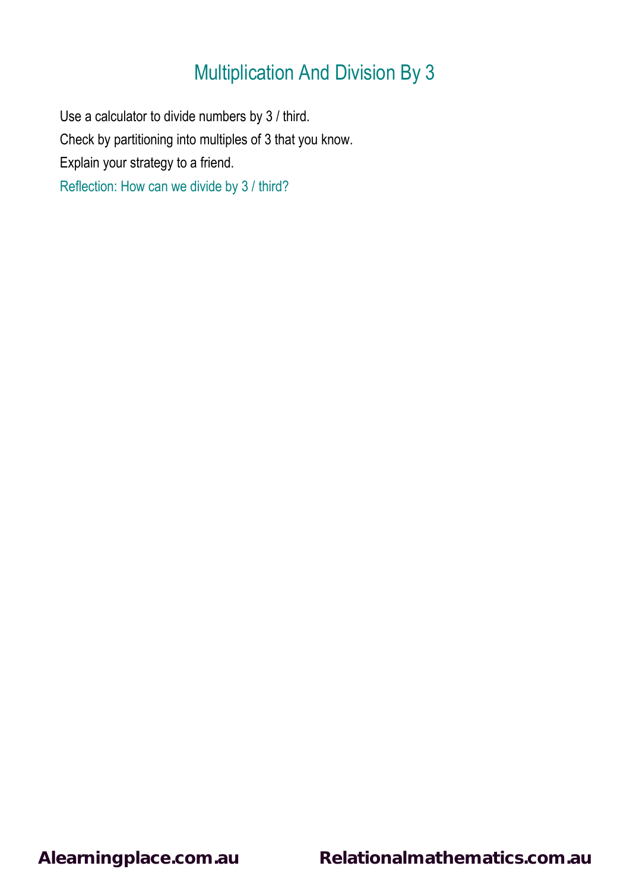# Multiplication And Division By 3

Use a calculator to divide numbers by 3 / third.

Check by partitioning into multiples of 3 that you know.

Explain your strategy to a friend.

Reflection: How can we divide by 3 / third?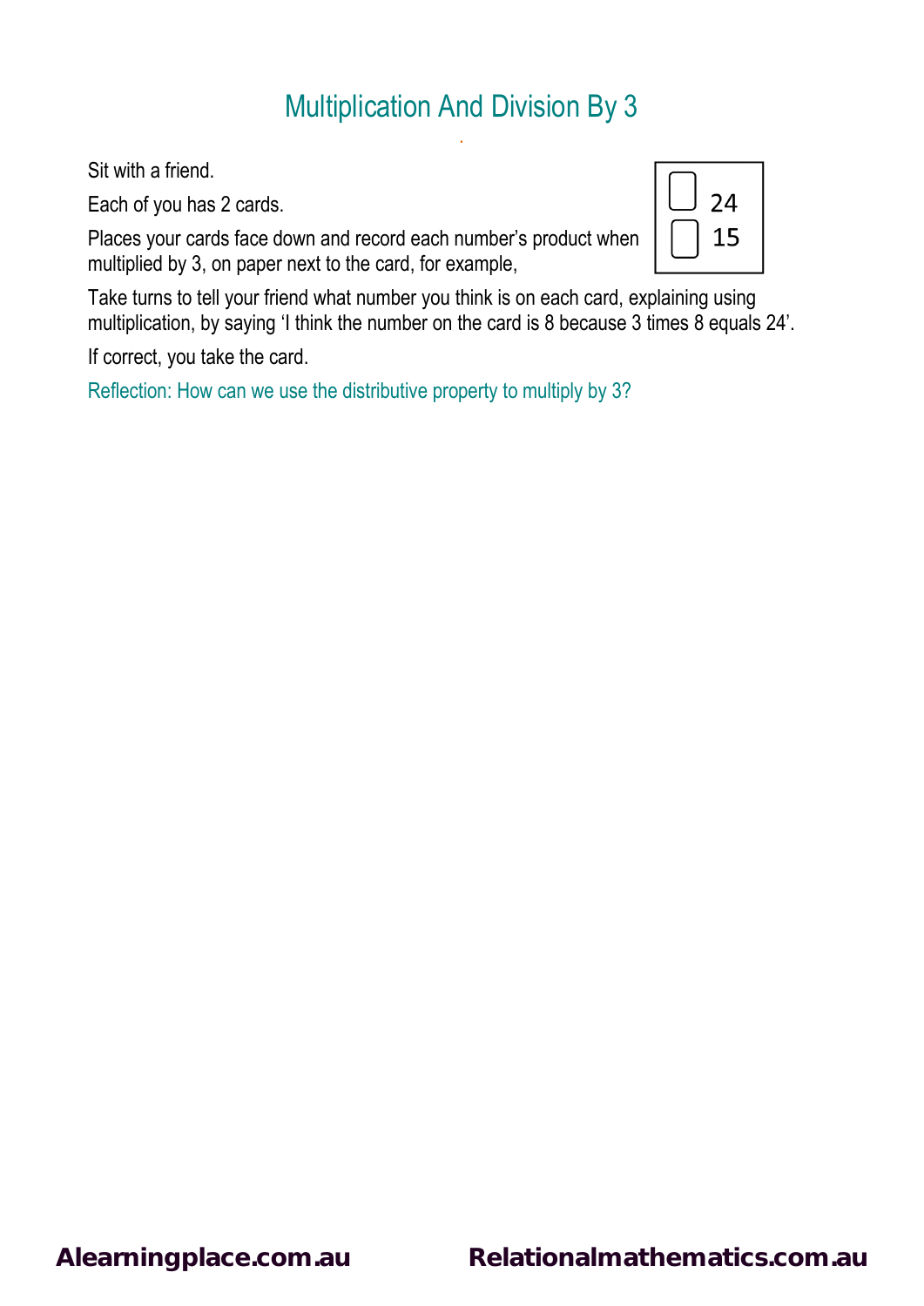# Multiplication And Division By 3

Sit with a friend.

Each of you has 2 cards.

Places your cards face down and record each number's product when multiplied by 3, on paper next to the card, for example,

| | |
|---|---|
| ▢ | 24 |
| ▢ | 15 |

Take turns to tell your friend what number you think is on each card, explaining using multiplication, by saying 'I think the number on the card is 8 because 3 times 8 equals 24'.

If correct, you take the card.

Reflection: How can we use the distributive property to multiply by 3?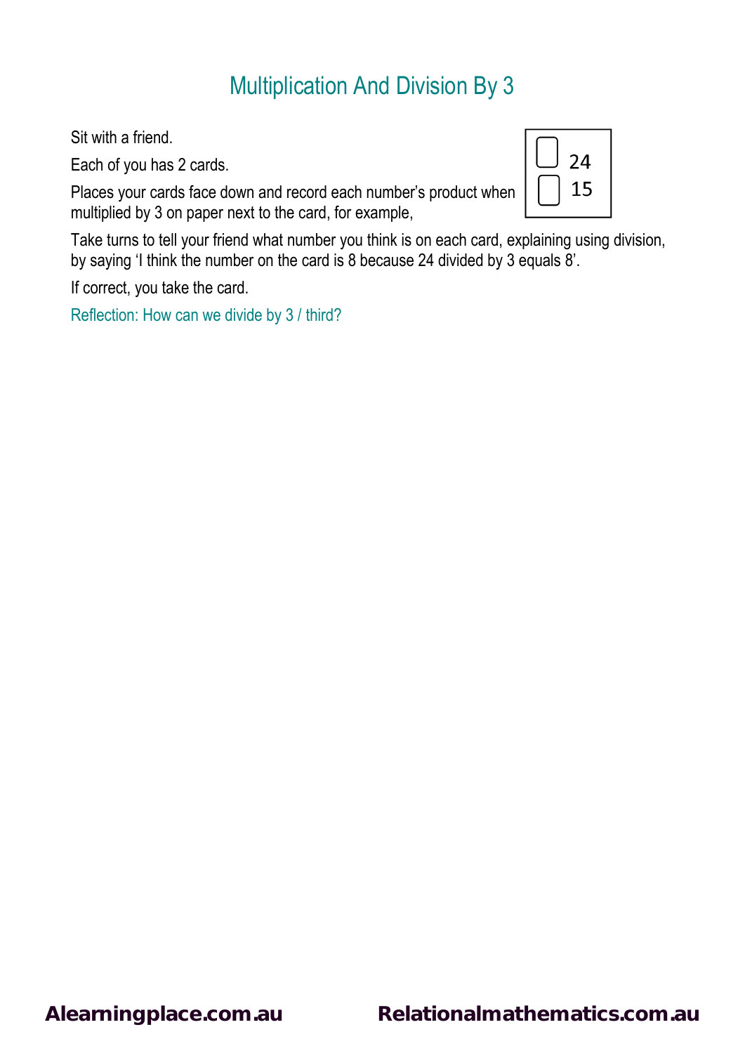# Multiplication And Division By 3

Sit with a friend.

Each of you has 2 cards.

Places your cards face down and record each number's product when multiplied by 3 on paper next to the card, for example,

| | |
|---|---|
| ▢ | 24 |
| ▢ | 15 |

Take turns to tell your friend what number you think is on each card, explaining using division, by saying 'I think the number on the card is 8 because 24 divided by 3 equals 8'.

If correct, you take the card.

Reflection: How can we divide by 3 / third?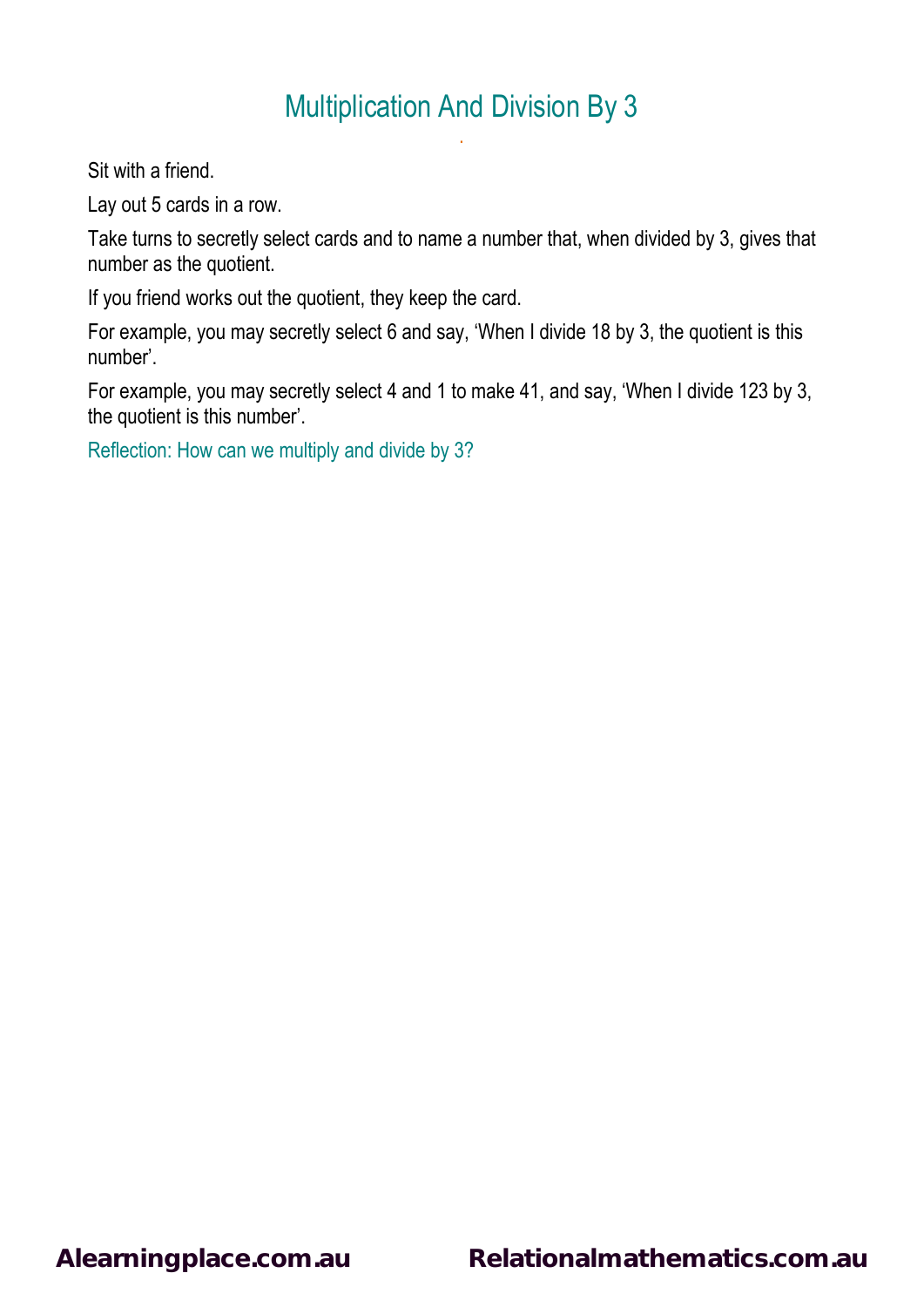# Multiplication And Division By 3

Sit with a friend.

Lay out 5 cards in a row.

Take turns to secretly select cards and to name a number that, when divided by 3, gives that number as the quotient.

If you friend works out the quotient, they keep the card.

For example, you may secretly select 6 and say, ‘When I divide 18 by 3, the quotient is this number’.

For example, you may secretly select 4 and 1 to make 41, and say, ‘When I divide 123 by 3, the quotient is this number’.

Reflection: How can we multiply and divide by 3?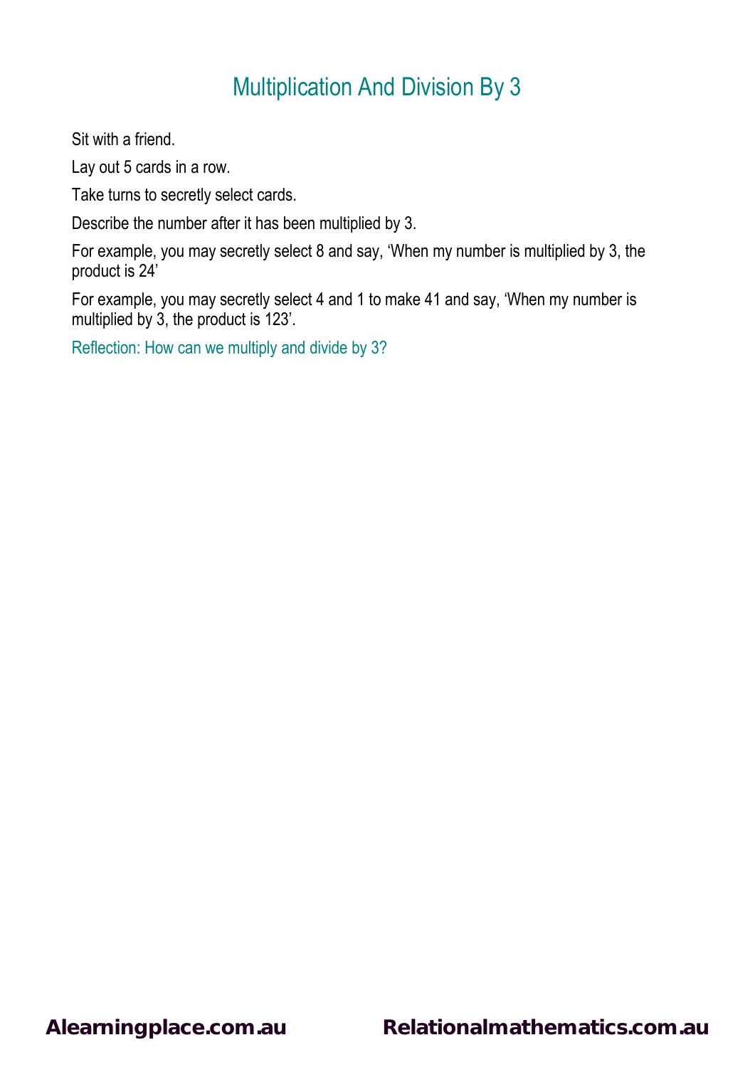# Multiplication And Division By 3

Sit with a friend.

Lay out 5 cards in a row.

Take turns to secretly select cards.

Describe the number after it has been multiplied by 3.

For example, you may secretly select 8 and say, 'When my number is multiplied by 3, the product is 24'

For example, you may secretly select 4 and 1 to make 41 and say, 'When my number is multiplied by 3, the product is 123'.

Reflection: How can we multiply and divide by 3?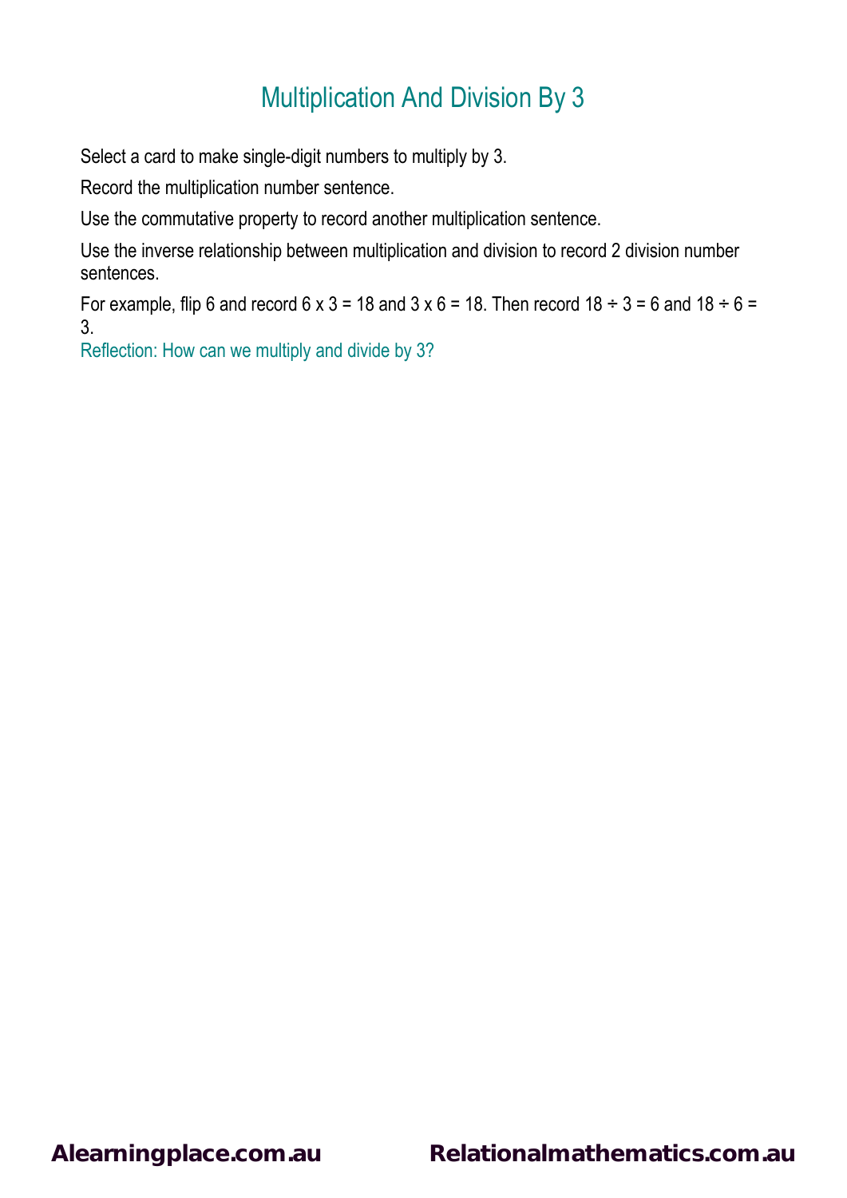# Multiplication And Division By 3

Select a card to make single-digit numbers to multiply by 3.

Record the multiplication number sentence.

Use the commutative property to record another multiplication sentence.

Use the inverse relationship between multiplication and division to record 2 division number sentences.

For example, flip 6 and record $6 \times 3 = 18$ and $3 \times 6 = 18$. Then record $18 \div 3 = 6$ and $18 \div 6 = 3$.

Reflection: How can we multiply and divide by 3?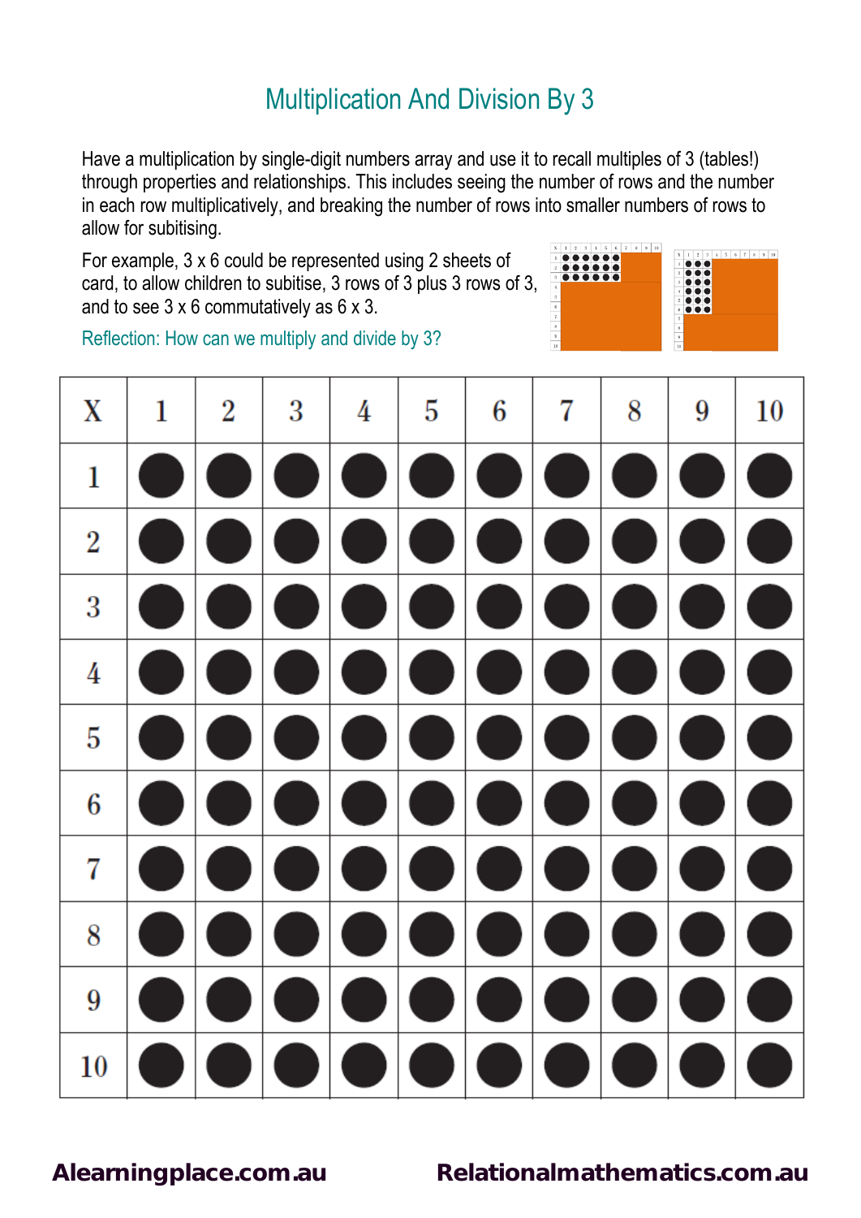# Multiplication And Division By 3

Have a multiplication by single-digit numbers array and use it to recall multiples of 3 (tables!) through properties and relationships. This includes seeing the number of rows and the number in each row multiplicatively, and breaking the number of rows into smaller numbers of rows to allow for subitising.

For example, 3 x 6 could be represented using 2 sheets of card, to allow children to subitise, 3 rows of 3 plus 3 rows of 3, and to see 3 x 6 commutatively as 6 x 3.

Reflection: How can we multiply and divide by 3?

| X | 1 | 2 | 3 | 4 | 5 | 6 | 7 | 8 | 9 | 10 |
|---|---|---|---|---|---|---|---|---|---|---|
| 1 | ● | ● | ● | ● | ● | ● | ● | ● | ● | ● |
| 2 | ● | ● | ● | ● | ● | ● | ● | ● | ● | ● |
| 3 | ● | ● | ● | ● | ● | ● | ● | ● | ● | ● |
| 4 | ● | ● | ● | ● | ● | ● | ● | ● | ● | ● |
| 5 | ● | ● | ● | ● | ● | ● | ● | ● | ● | ● |
| 6 | ● | ● | ● | ● | ● | ● | ● | ● | ● | ● |
| 7 | ● | ● | ● | ● | ● | ● | ● | ● | ● | ● |
| 8 | ● | ● | ● | ● | ● | ● | ● | ● | ● | ● |
| 9 | ● | ● | ● | ● | ● | ● | ● | ● | ● | ● |
| 10 | ● | ● | ● | ● | ● | ● | ● | ● | ● | ● |

**Alearningplace.com.au** **Relationalmathematics.com.au**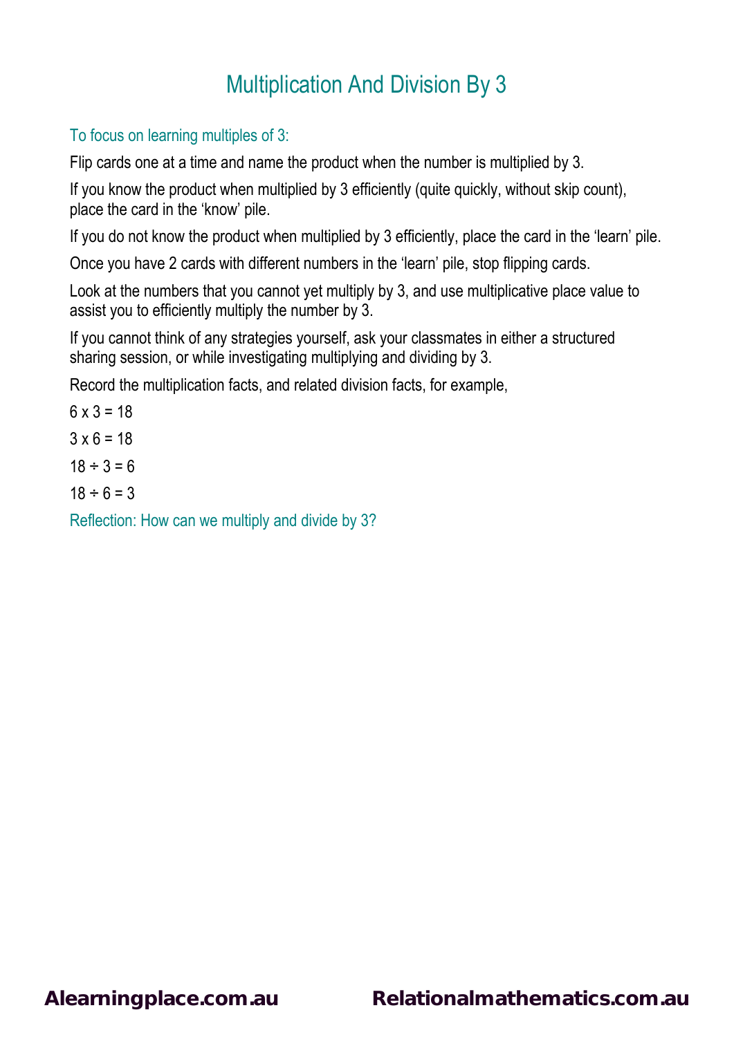# Multiplication And Division By 3

### To focus on learning multiples of 3:

Flip cards one at a time and name the product when the number is multiplied by 3.

If you know the product when multiplied by 3 efficiently (quite quickly, without skip count), place the card in the 'know' pile.

If you do not know the product when multiplied by 3 efficiently, place the card in the 'learn' pile.

Once you have 2 cards with different numbers in the 'learn' pile, stop flipping cards.

Look at the numbers that you cannot yet multiply by 3, and use multiplicative place value to assist you to efficiently multiply the number by 3.

If you cannot think of any strategies yourself, ask your classmates in either a structured sharing session, or while investigating multiplying and dividing by 3.

Record the multiplication facts, and related division facts, for example,

6 x 3 = 18

3 x 6 = 18

18 ÷ 3 = 6

18 ÷ 6 = 3

### Reflection: How can we multiply and divide by 3?